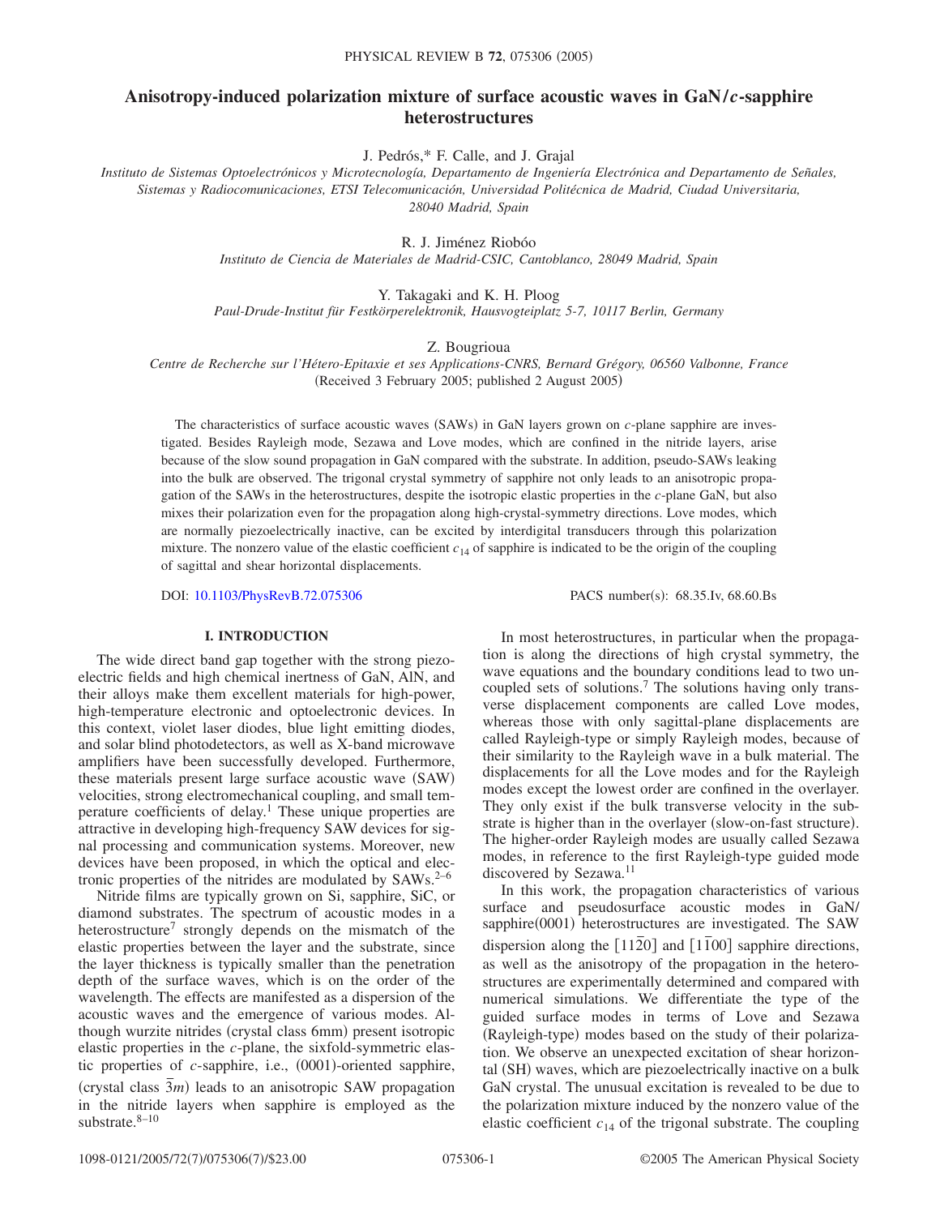# Anisotropy-induced polarization mixture of surface acoustic waves in GaN/*c*-sapphire heterostructures

J. Pedrós,* F. Calle, and J. Grajal

*Instituto de Sistemas Optoelectrónicos y Microtecnología, Departamento de Ingeniería Electrónica and Departamento de Señales, Sistemas y Radiocomunicaciones, ETSI Telecomunicación, Universidad Politécnica de Madrid, Ciudad Universitaria, 28040 Madrid, Spain*

R. J. Jiménez Riobóo

*Instituto de Ciencia de Materiales de Madrid-CSIC, Cantoblanco, 28049 Madrid, Spain*

Y. Takagaki and K. H. Ploog

*Paul-Drude-Institut für Festkörperelektronik, Hausvogteiplatz 5-7, 10117 Berlin, Germany*

Z. Bougrioua

*Centre de Recherche sur l'Hétero-Epitaxie et ses Applications-CNRS, Bernard Grégory, 06560 Valbonne, France*

(Received 3 February 2005; published 2 August 2005)

The characteristics of surface acoustic waves (SAWs) in GaN layers grown on *c*-plane sapphire are investigated. Besides Rayleigh mode, Sezawa and Love modes, which are confined in the nitride layers, arise because of the slow sound propagation in GaN compared with the substrate. In addition, pseudo-SAWs leaking into the bulk are observed. The trigonal crystal symmetry of sapphire not only leads to an anisotropic propagation of the SAWs in the heterostructures, despite the isotropic elastic properties in the *c*-plane GaN, but also mixes their polarization even for the propagation along high-crystal-symmetry directions. Love modes, which are normally piezoelectrically inactive, can be excited by interdigital transducers through this polarization mixture. The nonzero value of the elastic coefficient $c_{14}$ of sapphire is indicated to be the origin of the coupling of sagittal and shear horizontal displacements.

DOI: 10.1103/PhysRevB.72.075306

PACS number(s): 68.35.Iv, 68.60.Bs

## I. INTRODUCTION

The wide direct band gap together with the strong piezoelectric fields and high chemical inertness of GaN, AlN, and their alloys make them excellent materials for high-power, high-temperature electronic and optoelectronic devices. In this context, violet laser diodes, blue light emitting diodes, and solar blind photodetectors, as well as X-band microwave amplifiers have been successfully developed. Furthermore, these materials present large surface acoustic wave (SAW) velocities, strong electromechanical coupling, and small temperature coefficients of delay.[1] These unique properties are attractive in developing high-frequency SAW devices for signal processing and communication systems. Moreover, new devices have been proposed, in which the optical and electronic properties of the nitrides are modulated by SAWs.[2–6]

Nitride films are typically grown on Si, sapphire, SiC, or diamond substrates. The spectrum of acoustic modes in a heterostructure[7] strongly depends on the mismatch of the elastic properties between the layer and the substrate, since the layer thickness is typically smaller than the penetration depth of the surface waves, which is on the order of the wavelength. The effects are manifested as a dispersion of the acoustic waves and the emergence of various modes. Although wurzite nitrides (crystal class 6mm) present isotropic elastic properties in the *c*-plane, the sixfold-symmetric elastic properties of *c*-sapphire, i.e., (0001)-oriented sapphire, (crystal class $\bar{3}m$) leads to an anisotropic SAW propagation in the nitride layers when sapphire is employed as the substrate.[8–10]

In most heterostructures, in particular when the propagation is along the directions of high crystal symmetry, the wave equations and the boundary conditions lead to two uncoupled sets of solutions.[7] The solutions having only transverse displacement components are called Love modes, whereas those with only sagittal-plane displacements are called Rayleigh-type or simply Rayleigh modes, because of their similarity to the Rayleigh wave in a bulk material. The displacements for all the Love modes and for the Rayleigh modes except the lowest order are confined in the overlayer. They only exist if the bulk transverse velocity in the substrate is higher than in the overlayer (slow-on-fast structure). The higher-order Rayleigh modes are usually called Sezawa modes, in reference to the first Rayleigh-type guided mode discovered by Sezawa.[11]

In this work, the propagation characteristics of various surface and pseudosurface acoustic modes in GaN/sapphire(0001) heterostructures are investigated. The SAW dispersion along the $[11\bar{2}0]$ and $[1\bar{1}00]$ sapphire directions, as well as the anisotropy of the propagation in the heterostructures are experimentally determined and compared with numerical simulations. We differentiate the type of the guided surface modes in terms of Love and Sezawa (Rayleigh-type) modes based on the study of their polarization. We observe an unexpected excitation of shear horizontal (SH) waves, which are piezoelectrically inactive on a bulk GaN crystal. The unusual excitation is revealed to be due to the polarization mixture induced by the nonzero value of the elastic coefficient $c_{14}$ of the trigonal substrate. The coupling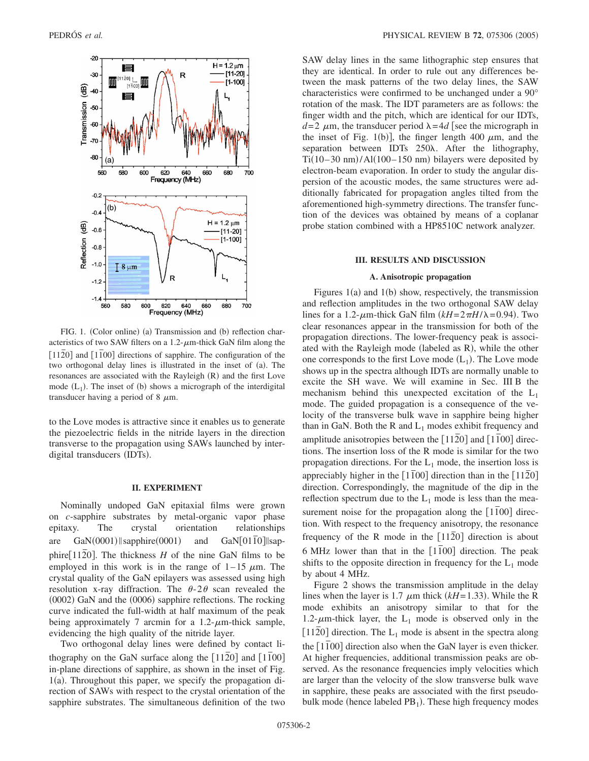FIG. 1. (Color online) (a) Transmission and (b) reflection characteristics of two SAW filters on a 1.2-$\mu$m-thick GaN film along the $[11\bar{2}0]$ and $[1\bar{1}00]$ directions of sapphire. The configuration of the two orthogonal delay lines is illustrated in the inset of (a). The resonances are associated with the Rayleigh (R) and the first Love mode ($L_1$). The inset of (b) shows a micrograph of the interdigital transducer having a period of 8 $\mu$m.

to the Love modes is attractive since it enables us to generate the piezoelectric fields in the nitride layers in the direction transverse to the propagation using SAWs launched by interdigital transducers (IDTs).

## II. EXPERIMENT

Nominally undoped GaN epitaxial films were grown on *c*-sapphire substrates by metal-organic vapor phase epitaxy. The crystal orientation relationships are GaN(0001)‖sapphire(0001) and GaN$[01\bar{1}0]$‖sapphire$[11\bar{2}0]$. The thickness $H$ of the nine GaN films to be employed in this work is in the range of 1–15 $\mu$m. The crystal quality of the GaN epilayers was assessed using high resolution x-ray diffraction. The $\theta$-$2\theta$ scan revealed the (0002) GaN and the (0006) sapphire reflections. The rocking curve indicated the full-width at half maximum of the peak being approximately 7 arcmin for a 1.2-$\mu$m-thick sample, evidencing the high quality of the nitride layer.

Two orthogonal delay lines were defined by contact lithography on the GaN surface along the $[11\bar{2}0]$ and $[1\bar{1}00]$ in-plane directions of sapphire, as shown in the inset of Fig. 1(a). Throughout this paper, we specify the propagation direction of SAWs with respect to the crystal orientation of the sapphire substrates. The simultaneous definition of the two SAW delay lines in the same lithographic step ensures that they are identical. In order to rule out any differences between the mask patterns of the two delay lines, the SAW characteristics were confirmed to be unchanged under a 90° rotation of the mask. The IDT parameters are as follows: the finger width and the pitch, which are identical for our IDTs, $d=2$ $\mu$m, the transducer period $\lambda=4d$ [see the micrograph in the inset of Fig. 1(b)], the finger length 400 $\mu$m, and the separation between IDTs 250$\lambda$. After the lithography, Ti(10–30 nm)/Al(100–150 nm) bilayers were deposited by electron-beam evaporation. In order to study the angular dispersion of the acoustic modes, the same structures were additionally fabricated for propagation angles tilted from the aforementioned high-symmetry directions. The transfer function of the devices was obtained by means of a coplanar probe station combined with a HP8510C network analyzer.

## III. RESULTS AND DISCUSSION

### A. Anisotropic propagation

Figures 1(a) and 1(b) show, respectively, the transmission and reflection amplitudes in the two orthogonal SAW delay lines for a 1.2-$\mu$m-thick GaN film ($kH=2\pi H/\lambda=0.94$). Two clear resonances appear in the transmission for both of the propagation directions. The lower-frequency peak is associated with the Rayleigh mode (labeled as R), while the other one corresponds to the first Love mode ($L_1$). The Love mode shows up in the spectra although IDTs are normally unable to excite the SH wave. We will examine in Sec. III B the mechanism behind this unexpected excitation of the $L_1$ mode. The guided propagation is a consequence of the velocity of the transverse bulk wave in sapphire being higher than in GaN. Both the R and $L_1$ modes exhibit frequency and amplitude anisotropies between the $[11\bar{2}0]$ and $[1\bar{1}00]$ directions. The insertion loss of the R mode is similar for the two propagation directions. For the $L_1$ mode, the insertion loss is appreciably higher in the $[1\bar{1}00]$ direction than in the $[11\bar{2}0]$ direction. Correspondingly, the magnitude of the dip in the reflection spectrum due to the $L_1$ mode is less than the measurement noise for the propagation along the $[1\bar{1}00]$ direction. With respect to the frequency anisotropy, the resonance frequency of the R mode in the $[11\bar{2}0]$ direction is about 6 MHz lower than that in the $[1\bar{1}00]$ direction. The peak shifts to the opposite direction in frequency for the $L_1$ mode by about 4 MHz.

Figure 2 shows the transmission amplitude in the delay lines when the layer is 1.7 $\mu$m thick ($kH=1.33$). While the R mode exhibits an anisotropy similar to that for the 1.2-$\mu$m-thick layer, the $L_1$ mode is observed only in the $[11\bar{2}0]$ direction. The $L_1$ mode is absent in the spectra along the $[1\bar{1}00]$ direction also when the GaN layer is even thicker. At higher frequencies, additional transmission peaks are observed. As the resonance frequencies imply velocities which are larger than the velocity of the slow transverse bulk wave in sapphire, these peaks are associated with the first pseudobulk mode (hence labeled $PB_1$). These high frequency modes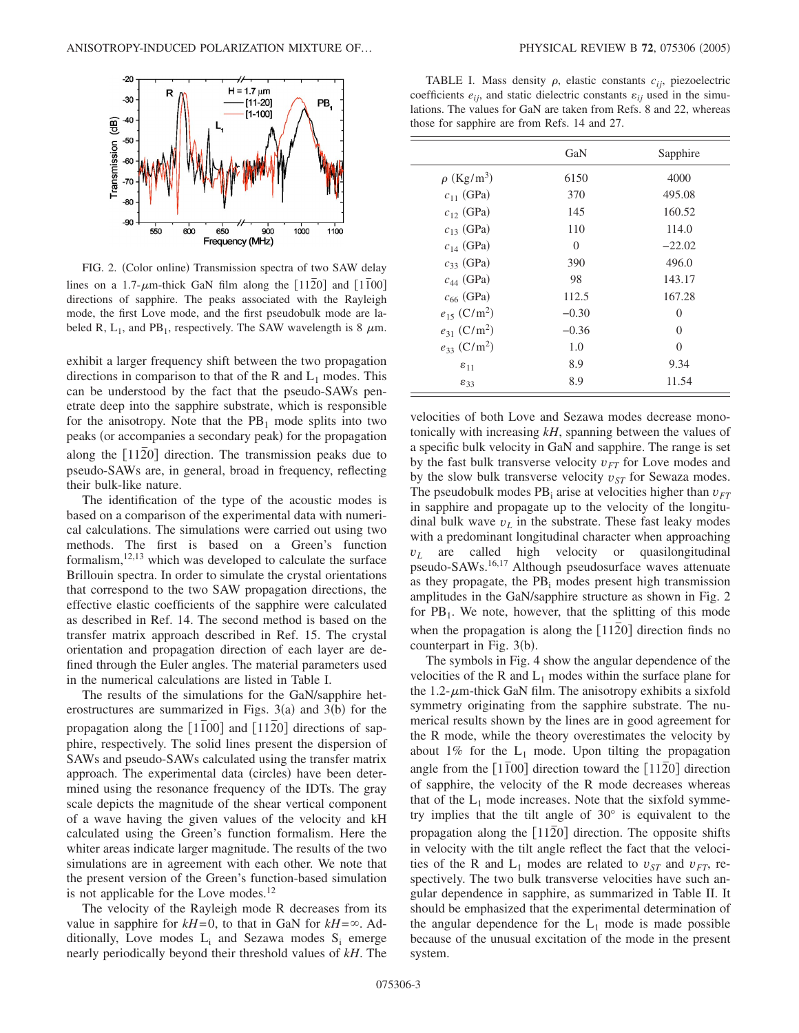FIG. 2. (Color online) Transmission spectra of two SAW delay lines on a 1.7-$\mu$m-thick GaN film along the $[11\bar{2}0]$ and $[1\bar{1}00]$ directions of sapphire. The peaks associated with the Rayleigh mode, the first Love mode, and the first pseudobulk mode are labeled R, $L_1$, and $PB_1$, respectively. The SAW wavelength is 8 $\mu$m.

exhibit a larger frequency shift between the two propagation directions in comparison to that of the R and $L_1$ modes. This can be understood by the fact that the pseudo-SAWs penetrate deep into the sapphire substrate, which is responsible for the anisotropy. Note that the $PB_1$ mode splits into two peaks (or accompanies a secondary peak) for the propagation along the $[11\bar{2}0]$ direction. The transmission peaks due to pseudo-SAWs are, in general, broad in frequency, reflecting their bulk-like nature.

The identification of the type of the acoustic modes is based on a comparison of the experimental data with numerical calculations. The simulations were carried out using two methods. The first is based on a Green's function formalism,[12,13] which was developed to calculate the surface Brillouin spectra. In order to simulate the crystal orientations that correspond to the two SAW propagation directions, the effective elastic coefficients of the sapphire were calculated as described in Ref. 14. The second method is based on the transfer matrix approach described in Ref. 15. The crystal orientation and propagation direction of each layer are defined through the Euler angles. The material parameters used in the numerical calculations are listed in Table I.

TABLE I. Mass density $\rho$, elastic constants $c_{ij}$, piezoelectric coefficients $e_{ij}$, and static dielectric constants $\varepsilon_{ij}$ used in the simulations. The values for GaN are taken from Refs. 8 and 22, whereas those for sapphire are from Refs. 14 and 27.

| | GaN | Sapphire |
|---|---|---|
| $\rho$ (Kg/m$^3$) | 6150 | 4000 |
| $c_{11}$ (GPa) | 370 | 495.08 |
| $c_{12}$ (GPa) | 145 | 160.52 |
| $c_{13}$ (GPa) | 110 | 114.0 |
| $c_{14}$ (GPa) | 0 | −22.02 |
| $c_{33}$ (GPa) | 390 | 496.0 |
| $c_{44}$ (GPa) | 98 | 143.17 |
| $c_{66}$ (GPa) | 112.5 | 167.28 |
| $e_{15}$ (C/m$^2$) | −0.30 | 0 |
| $e_{31}$ (C/m$^2$) | −0.36 | 0 |
| $e_{33}$ (C/m$^2$) | 1.0 | 0 |
| $\varepsilon_{11}$ | 8.9 | 9.34 |
| $\varepsilon_{33}$ | 8.9 | 11.54 |

The results of the simulations for the GaN/sapphire heterostructures are summarized in Figs. 3(a) and 3(b) for the propagation along the $[1\bar{1}00]$ and $[11\bar{2}0]$ directions of sapphire, respectively. The solid lines present the dispersion of SAWs and pseudo-SAWs calculated using the transfer matrix approach. The experimental data (circles) have been determined using the resonance frequency of the IDTs. The gray scale depicts the magnitude of the shear vertical component of a wave having the given values of the velocity and kH calculated using the Green's function formalism. Here the whiter areas indicate larger magnitude. The results of the two simulations are in agreement with each other. We note that the present version of the Green's function-based simulation is not applicable for the Love modes.[12]

The velocity of the Rayleigh mode R decreases from its value in sapphire for $kH=0$, to that in GaN for $kH=\infty$. Additionally, Love modes $L_i$ and Sezawa modes $S_i$ emerge nearly periodically beyond their threshold values of $kH$. The velocities of both Love and Sezawa modes decrease monotonically with increasing $kH$, spanning between the values of a specific bulk velocity in GaN and sapphire. The range is set by the fast bulk transverse velocity $v_{FT}$ for Love modes and by the slow bulk transverse velocity $v_{ST}$ for Sewaza modes. The pseudobulk modes $PB_i$ arise at velocities higher than $v_{FT}$ in sapphire and propagate up to the velocity of the longitudinal bulk wave $v_L$ in the substrate. These fast leaky modes with a predominant longitudinal character when approaching $v_L$ are called high velocity or quasilongitudinal pseudo-SAWs.[16,17] Although pseudosurface waves attenuate as they propagate, the $PB_i$ modes present high transmission amplitudes in the GaN/sapphire structure as shown in Fig. 2 for $PB_1$. We note, however, that the splitting of this mode when the propagation is along the $[11\bar{2}0]$ direction finds no counterpart in Fig. 3(b).

The symbols in Fig. 4 show the angular dependence of the velocities of the R and $L_1$ modes within the surface plane for the 1.2-$\mu$m-thick GaN film. The anisotropy exhibits a sixfold symmetry originating from the sapphire substrate. The numerical results shown by the lines are in good agreement for the R mode, while the theory overestimates the velocity by about 1% for the $L_1$ mode. Upon tilting the propagation angle from the $[1\bar{1}00]$ direction toward the $[11\bar{2}0]$ direction of sapphire, the velocity of the R mode decreases whereas that of the $L_1$ mode increases. Note that the sixfold symmetry implies that the tilt angle of 30° is equivalent to the propagation along the $[11\bar{2}0]$ direction. The opposite shifts in velocity with the tilt angle reflect the fact that the velocities of the R and $L_1$ modes are related to $v_{ST}$ and $v_{FT}$, respectively. The two bulk transverse velocities have such angular dependence in sapphire, as summarized in Table II. It should be emphasized that the experimental determination of the angular dependence for the $L_1$ mode is made possible because of the unusual excitation of the mode in the present system.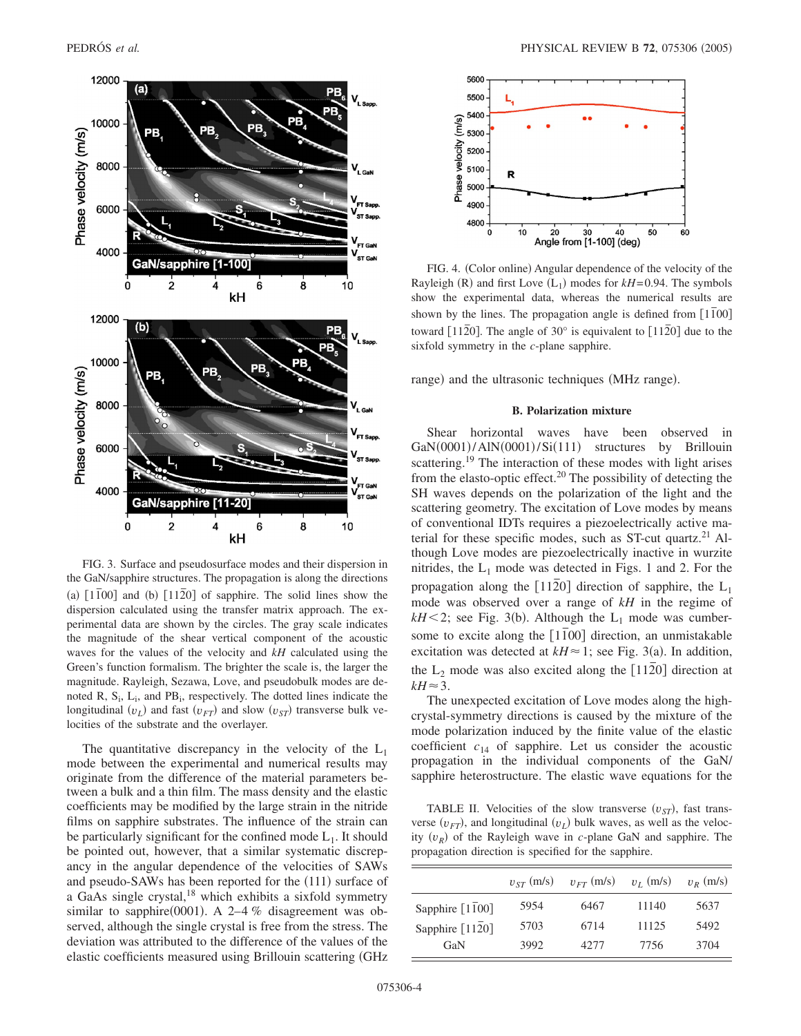FIG. 3. Surface and pseudosurface modes and their dispersion in the GaN/sapphire structures. The propagation is along the directions (a) $[1\bar{1}00]$ and (b) $[11\bar{2}0]$ of sapphire. The solid lines show the dispersion calculated using the transfer matrix approach. The experimental data are shown by the circles. The gray scale indicates the magnitude of the shear vertical component of the acoustic waves for the values of the velocity and $kH$ calculated using the Green's function formalism. The brighter the scale is, the larger the magnitude. Rayleigh, Sezawa, Love, and pseudobulk modes are denoted R, $S_i$, $L_i$, and $PB_i$, respectively. The dotted lines indicate the longitudinal ($v_L$) and fast ($v_{FT}$) and slow ($v_{ST}$) transverse bulk velocities of the substrate and the overlayer.

The quantitative discrepancy in the velocity of the $L_1$ mode between the experimental and numerical results may originate from the difference of the material parameters between a bulk and a thin film. The mass density and the elastic coefficients may be modified by the large strain in the nitride films on sapphire substrates. The influence of the strain can be particularly significant for the confined mode $L_1$. It should be pointed out, however, that a similar systematic discrepancy in the angular dependence of the velocities of SAWs and pseudo-SAWs has been reported for the (111) surface of a GaAs single crystal,[18] which exhibits a sixfold symmetry similar to sapphire(0001). A 2–4 % disagreement was observed, although the single crystal is free from the stress. The deviation was attributed to the difference of the values of the elastic coefficients measured using Brillouin scattering (GHz range) and the ultrasonic techniques (MHz range).

FIG. 4. (Color online) Angular dependence of the velocity of the Rayleigh (R) and first Love ($L_1$) modes for $kH=0.94$. The symbols show the experimental data, whereas the numerical results are shown by the lines. The propagation angle is defined from $[1\bar{1}00]$ toward $[11\bar{2}0]$. The angle of 30° is equivalent to $[11\bar{2}0]$ due to the sixfold symmetry in the $c$-plane sapphire.

### B. Polarization mixture

Shear horizontal waves have been observed in GaN(0001)/AlN(0001)/Si(111) structures by Brillouin scattering.[19] The interaction of these modes with light arises from the elasto-optic effect.[20] The possibility of detecting the SH waves depends on the polarization of the light and the scattering geometry. The excitation of Love modes by means of conventional IDTs requires a piezoelectrically active material for these specific modes, such as ST-cut quartz.[21] Although Love modes are piezoelectrically inactive in wurzite nitrides, the $L_1$ mode was detected in Figs. 1 and 2. For the propagation along the $[11\bar{2}0]$ direction of sapphire, the $L_1$ mode was observed over a range of $kH$ in the regime of $kH<2$; see Fig. 3(b). Although the $L_1$ mode was cumbersome to excite along the $[1\bar{1}00]$ direction, an unmistakable excitation was detected at $kH\approx 1$; see Fig. 3(a). In addition, the $L_2$ mode was also excited along the $[11\bar{2}0]$ direction at $kH\approx 3$.

The unexpected excitation of Love modes along the high-crystal-symmetry directions is caused by the mixture of the mode polarization induced by the finite value of the elastic coefficient $c_{14}$ of sapphire. Let us consider the acoustic propagation in the individual components of the GaN/sapphire heterostructure. The elastic wave equations for the

TABLE II. Velocities of the slow transverse ($v_{ST}$), fast transverse ($v_{FT}$), and longitudinal ($v_L$) bulk waves, as well as the velocity ($v_R$) of the Rayleigh wave in $c$-plane GaN and sapphire. The propagation direction is specified for the sapphire.

| | $v_{ST}$ (m/s) | $v_{FT}$ (m/s) | $v_L$ (m/s) | $v_R$ (m/s) |
|---|---|---|---|---|
| Sapphire $[1\bar{1}00]$ | 5954 | 6467 | 11140 | 5637 |
| Sapphire $[11\bar{2}0]$ | 5703 | 6714 | 11125 | 5492 |
| GaN | 3992 | 4277 | 7756 | 3704 |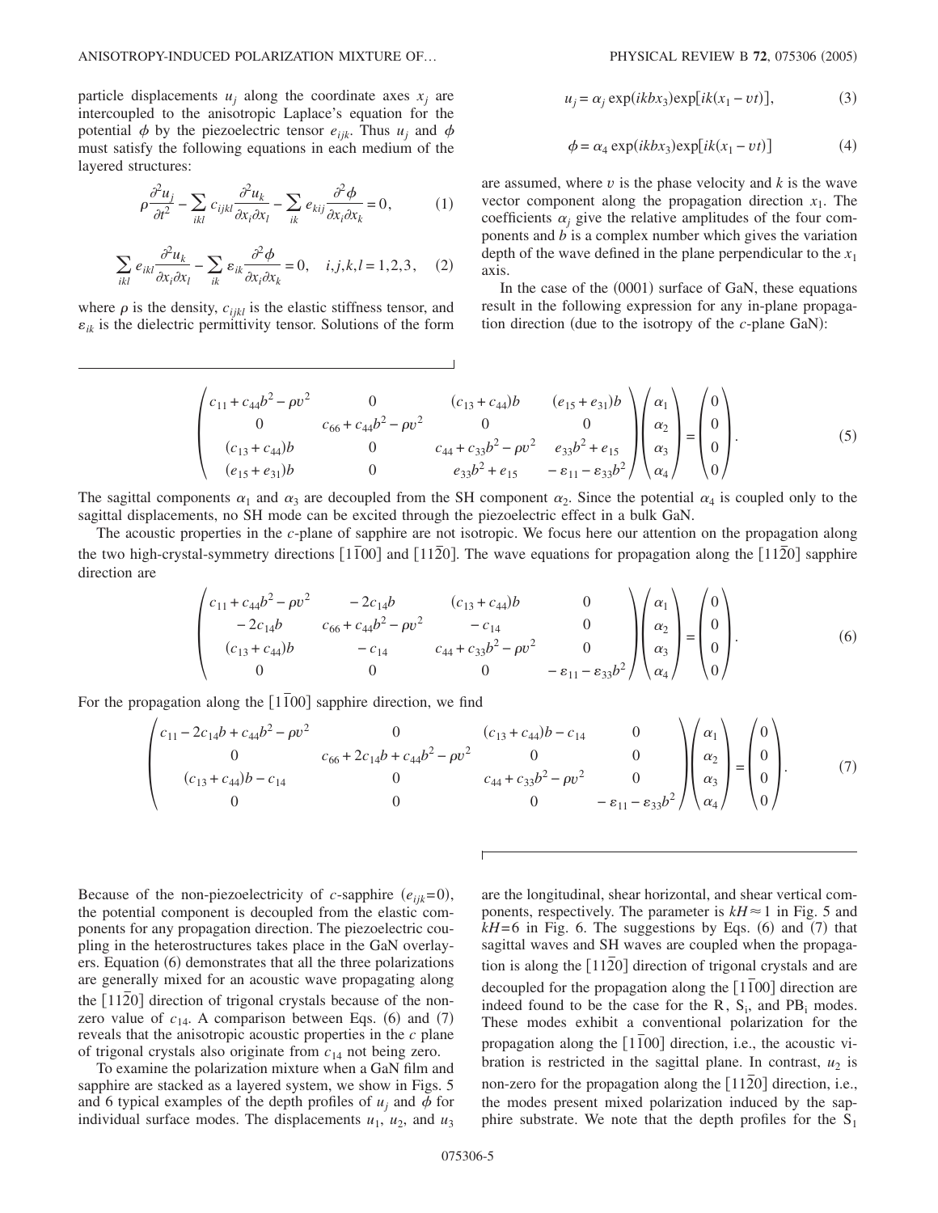particle displacements $u_j$ along the coordinate axes $x_j$ are intercoupled to the anisotropic Laplace's equation for the potential $\phi$ by the piezoelectric tensor $e_{ijk}$. Thus $u_j$ and $\phi$ must satisfy the following equations in each medium of the layered structures:

$$\rho \frac{\partial^2 u_j}{\partial t^2} - \sum_{ikl} c_{ijkl} \frac{\partial^2 u_k}{\partial x_i \partial x_l} - \sum_{ik} e_{kij} \frac{\partial^2 \phi}{\partial x_i \partial x_k} = 0, \tag{1}$$

$$\sum_{ikl} e_{ikl} \frac{\partial^2 u_k}{\partial x_i \partial x_l} - \sum_{ik} \varepsilon_{ik} \frac{\partial^2 \phi}{\partial x_i \partial x_k} = 0, \quad i,j,k,l = 1,2,3, \tag{2}$$

where $\rho$ is the density, $c_{ijkl}$ is the elastic stiffness tensor, and $\varepsilon_{ik}$ is the dielectric permittivity tensor. Solutions of the form

$$u_j = \alpha_j \exp(ikbx_3)\exp[ik(x_1 - vt)], \tag{3}$$

$$\phi = \alpha_4 \exp(ikbx_3)\exp[ik(x_1 - vt)] \tag{4}$$

are assumed, where $v$ is the phase velocity and $k$ is the wave vector component along the propagation direction $x_1$. The coefficients $\alpha_j$ give the relative amplitudes of the four components and $b$ is a complex number which gives the variation depth of the wave defined in the plane perpendicular to the $x_1$ axis.

In the case of the (0001) surface of GaN, these equations result in the following expression for any in-plane propagation direction (due to the isotropy of the $c$-plane GaN):

$$\begin{pmatrix} c_{11} + c_{44}b^2 - \rho v^2 & 0 & (c_{13} + c_{44})b & (e_{15} + e_{31})b \\ 0 & c_{66} + c_{44}b^2 - \rho v^2 & 0 & 0 \\ (c_{13} + c_{44})b & 0 & c_{44} + c_{33}b^2 - \rho v^2 & e_{33}b^2 + e_{15} \\ (e_{15} + e_{31})b & 0 & e_{33}b^2 + e_{15} & -\varepsilon_{11} - \varepsilon_{33}b^2 \end{pmatrix} \begin{pmatrix} \alpha_1 \\ \alpha_2 \\ \alpha_3 \\ \alpha_4 \end{pmatrix} = \begin{pmatrix} 0 \\ 0 \\ 0 \\ 0 \end{pmatrix}. \tag{5}$$

The sagittal components $\alpha_1$ and $\alpha_3$ are decoupled from the SH component $\alpha_2$. Since the potential $\alpha_4$ is coupled only to the sagittal displacements, no SH mode can be excited through the piezoelectric effect in a bulk GaN.

The acoustic properties in the $c$-plane of sapphire are not isotropic. We focus here our attention on the propagation along the two high-crystal-symmetry directions $[1\bar{1}00]$ and $[11\bar{2}0]$. The wave equations for propagation along the $[11\bar{2}0]$ sapphire direction are

$$\begin{pmatrix} c_{11} + c_{44}b^2 - \rho v^2 & -2c_{14}b & (c_{13} + c_{44})b & 0 \\ -2c_{14}b & c_{66} + c_{44}b^2 - \rho v^2 & -c_{14} & 0 \\ (c_{13} + c_{44})b & -c_{14} & c_{44} + c_{33}b^2 - \rho v^2 & 0 \\ 0 & 0 & 0 & -\varepsilon_{11} - \varepsilon_{33}b^2 \end{pmatrix} \begin{pmatrix} \alpha_1 \\ \alpha_2 \\ \alpha_3 \\ \alpha_4 \end{pmatrix} = \begin{pmatrix} 0 \\ 0 \\ 0 \\ 0 \end{pmatrix}. \tag{6}$$

For the propagation along the $[1\bar{1}00]$ sapphire direction, we find

$$\begin{pmatrix} c_{11} - 2c_{14}b + c_{44}b^2 - \rho v^2 & 0 & (c_{13} + c_{44})b - c_{14} & 0 \\ 0 & c_{66} + 2c_{14}b + c_{44}b^2 - \rho v^2 & 0 & 0 \\ (c_{13} + c_{44})b - c_{14} & 0 & c_{44} + c_{33}b^2 - \rho v^2 & 0 \\ 0 & 0 & 0 & -\varepsilon_{11} - \varepsilon_{33}b^2 \end{pmatrix} \begin{pmatrix} \alpha_1 \\ \alpha_2 \\ \alpha_3 \\ \alpha_4 \end{pmatrix} = \begin{pmatrix} 0 \\ 0 \\ 0 \\ 0 \end{pmatrix}. \tag{7}$$

Because of the non-piezoelectricity of $c$-sapphire ($e_{ijk}=0$), the potential component is decoupled from the elastic components for any propagation direction. The piezoelectric coupling in the heterostructures takes place in the GaN overlayers. Equation (6) demonstrates that all the three polarizations are generally mixed for an acoustic wave propagating along the $[11\bar{2}0]$ direction of trigonal crystals because of the nonzero value of $c_{14}$. A comparison between Eqs. (6) and (7) reveals that the anisotropic acoustic properties in the $c$ plane of trigonal crystals also originate from $c_{14}$ not being zero.

To examine the polarization mixture when a GaN film and sapphire are stacked as a layered system, we show in Figs. 5 and 6 typical examples of the depth profiles of $u_j$ and $\phi$ for individual surface modes. The displacements $u_1$, $u_2$, and $u_3$ are the longitudinal, shear horizontal, and shear vertical components, respectively. The parameter is $kH \approx 1$ in Fig. 5 and $kH=6$ in Fig. 6. The suggestions by Eqs. (6) and (7) that sagittal waves and SH waves are coupled when the propagation is along the $[11\bar{2}0]$ direction of trigonal crystals and are decoupled for the propagation along the $[1\bar{1}00]$ direction are indeed found to be the case for the R, $S_i$, and $PB_i$ modes. These modes exhibit a conventional polarization for the propagation along the $[1\bar{1}00]$ direction, i.e., the acoustic vibration is restricted in the sagittal plane. In contrast, $u_2$ is non-zero for the propagation along the $[11\bar{2}0]$ direction, i.e., the modes present mixed polarization induced by the sapphire substrate. We note that the depth profiles for the $S_1$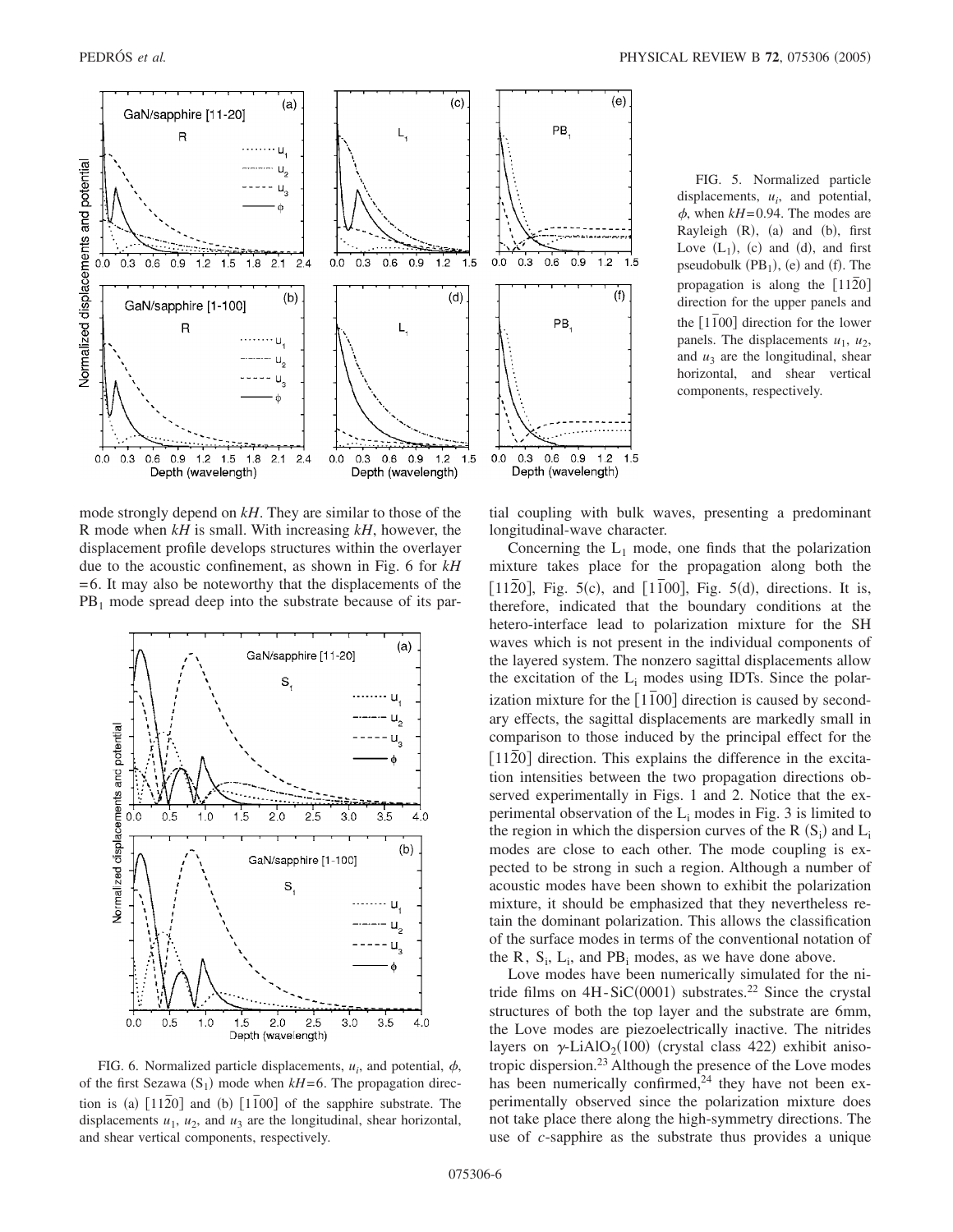FIG. 5. Normalized particle displacements, $u_i$, and potential, $\phi$, when $kH=0.94$. The modes are Rayleigh (R), (a) and (b), first Love ($L_1$), (c) and (d), and first pseudobulk ($PB_1$), (e) and (f). The propagation is along the $[11\bar{2}0]$ direction for the upper panels and the $[1\bar{1}00]$ direction for the lower panels. The displacements $u_1$, $u_2$, and $u_3$ are the longitudinal, shear horizontal, and shear vertical components, respectively.

mode strongly depend on $kH$. They are similar to those of the R mode when $kH$ is small. With increasing $kH$, however, the displacement profile develops structures within the overlayer due to the acoustic confinement, as shown in Fig. 6 for $kH=6$. It may also be noteworthy that the displacements of the $PB_1$ mode spread deep into the substrate because of its partial coupling with bulk waves, presenting a predominant longitudinal-wave character.

FIG. 6. Normalized particle displacements, $u_i$, and potential, $\phi$, of the first Sezawa ($S_1$) mode when $kH=6$. The propagation direction is (a) $[11\bar{2}0]$ and (b) $[1\bar{1}00]$ of the sapphire substrate. The displacements $u_1$, $u_2$, and $u_3$ are the longitudinal, shear horizontal, and shear vertical components, respectively.

Concerning the $L_1$ mode, one finds that the polarization mixture takes place for the propagation along both the $[11\bar{2}0]$, Fig. 5(c), and $[1\bar{1}00]$, Fig. 5(d), directions. It is, therefore, indicated that the boundary conditions at the hetero-interface lead to polarization mixture for the SH waves which is not present in the individual components of the layered system. The nonzero sagittal displacements allow the excitation of the $L_i$ modes using IDTs. Since the polarization mixture for the $[1\bar{1}00]$ direction is caused by secondary effects, the sagittal displacements are markedly small in comparison to those induced by the principal effect for the $[11\bar{2}0]$ direction. This explains the difference in the excitation intensities between the two propagation directions observed experimentally in Figs. 1 and 2. Notice that the experimental observation of the $L_i$ modes in Fig. 3 is limited to the region in which the dispersion curves of the R ($S_i$) and $L_i$ modes are close to each other. The mode coupling is expected to be strong in such a region. Although a number of acoustic modes have been shown to exhibit the polarization mixture, it should be emphasized that they nevertheless retain the dominant polarization. This allows the classification of the surface modes in terms of the conventional notation of the R, $S_i$, $L_i$, and $PB_i$ modes, as we have done above.

Love modes have been numerically simulated for the nitride films on 4H-SiC(0001) substrates.[22] Since the crystal structures of both the top layer and the substrate are 6mm, the Love modes are piezoelectrically inactive. The nitrides layers on $\gamma$-$LiAlO_2$(100) (crystal class 422) exhibit anisotropic dispersion.[23] Although the presence of the Love modes has been numerically confirmed,[24] they have not been experimentally observed since the polarization mixture does not take place there along the high-symmetry directions. The use of *c*-sapphire as the substrate thus provides a unique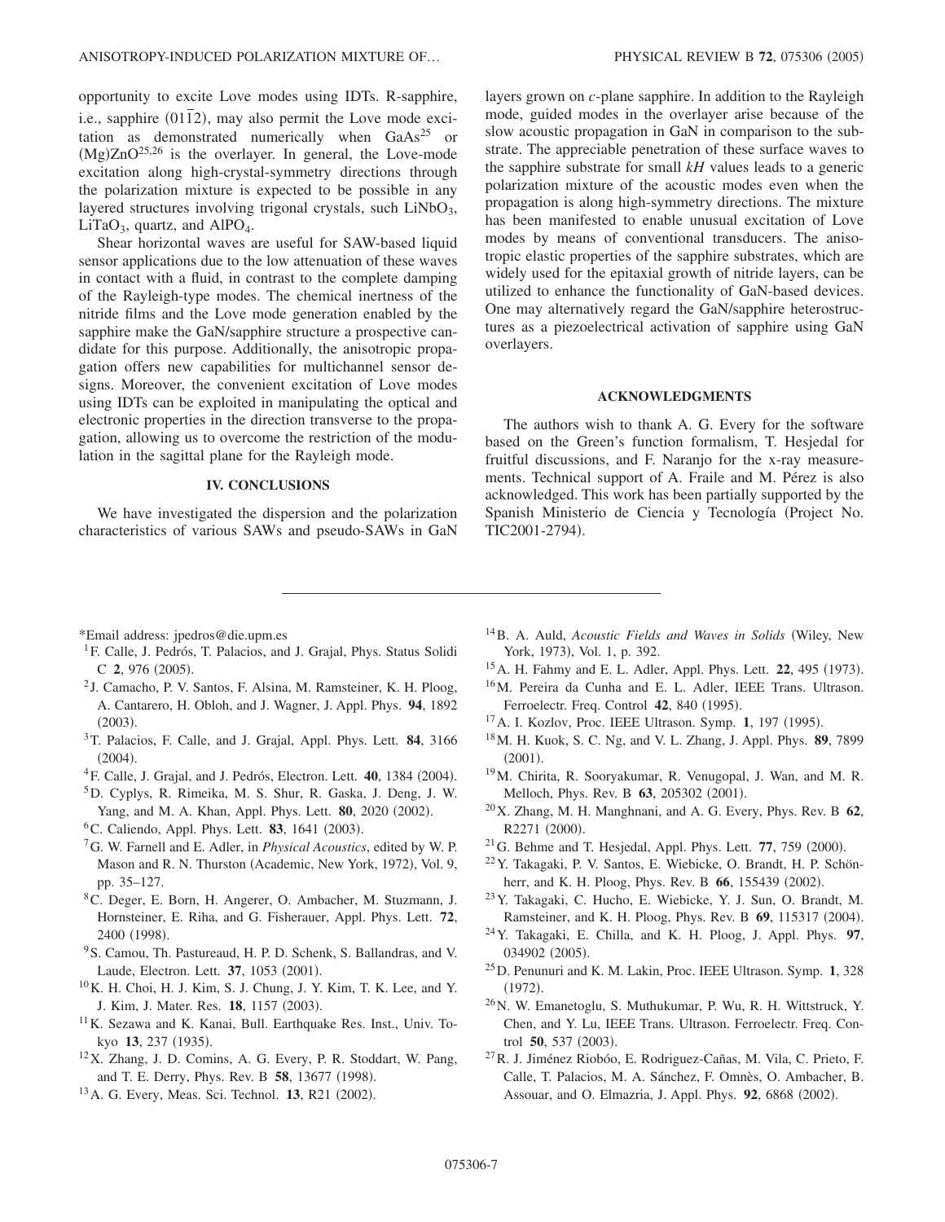opportunity to excite Love modes using IDTs. R-sapphire, i.e., sapphire $(01\bar{1}2)$, may also permit the Love mode excitation as demonstrated numerically when GaAs[25] or (Mg)ZnO[25,26] is the overlayer. In general, the Love-mode excitation along high-crystal-symmetry directions through the polarization mixture is expected to be possible in any layered structures involving trigonal crystals, such $LiNbO_3$, $LiTaO_3$, quartz, and $AlPO_4$.

Shear horizontal waves are useful for SAW-based liquid sensor applications due to the low attenuation of these waves in contact with a fluid, in contrast to the complete damping of the Rayleigh-type modes. The chemical inertness of the nitride films and the Love mode generation enabled by the sapphire make the GaN/sapphire structure a prospective candidate for this purpose. Additionally, the anisotropic propagation offers new capabilities for multichannel sensor designs. Moreover, the convenient excitation of Love modes using IDTs can be exploited in manipulating the optical and electronic properties in the direction transverse to the propagation, allowing us to overcome the restriction of the modulation in the sagittal plane for the Rayleigh mode.

## IV. CONCLUSIONS

We have investigated the dispersion and the polarization characteristics of various SAWs and pseudo-SAWs in GaN layers grown on *c*-plane sapphire. In addition to the Rayleigh mode, guided modes in the overlayer arise because of the slow acoustic propagation in GaN in comparison to the substrate. The appreciable penetration of these surface waves to the sapphire substrate for small $kH$ values leads to a generic polarization mixture of the acoustic modes even when the propagation is along high-symmetry directions. The mixture has been manifested to enable unusual excitation of Love modes by means of conventional transducers. The anisotropic elastic properties of the sapphire substrates, which are widely used for the epitaxial growth of nitride layers, can be utilized to enhance the functionality of GaN-based devices. One may alternatively regard the GaN/sapphire heterostructures as a piezoelectrical activation of sapphire using GaN overlayers.

## ACKNOWLEDGMENTS

The authors wish to thank A. G. Every for the software based on the Green's function formalism, T. Hesjedal for fruitful discussions, and F. Naranjo for the x-ray measurements. Technical support of A. Fraile and M. Pérez is also acknowledged. This work has been partially supported by the Spanish Ministerio de Ciencia y Tecnología (Project No. TIC2001-2794).

---

*Email address: jpedros@die.upm.es

[1] F. Calle, J. Pedrós, T. Palacios, and J. Grajal, Phys. Status Solidi C **2**, 976 (2005).

[2] J. Camacho, P. V. Santos, F. Alsina, M. Ramsteiner, K. H. Ploog, A. Cantarero, H. Obloh, and J. Wagner, J. Appl. Phys. **94**, 1892 (2003).

[3] T. Palacios, F. Calle, and J. Grajal, Appl. Phys. Lett. **84**, 3166 (2004).

[4] F. Calle, J. Grajal, and J. Pedrós, Electron. Lett. **40**, 1384 (2004).

[5] D. Cyplys, R. Rimeika, M. S. Shur, R. Gaska, J. Deng, J. W. Yang, and M. A. Khan, Appl. Phys. Lett. **80**, 2020 (2002).

[6] C. Caliendo, Appl. Phys. Lett. **83**, 1641 (2003).

[7] G. W. Farnell and E. Adler, in *Physical Acoustics*, edited by W. P. Mason and R. N. Thurston (Academic, New York, 1972), Vol. 9, pp. 35–127.

[8] C. Deger, E. Born, H. Angerer, O. Ambacher, M. Stuzmann, J. Hornsteiner, E. Riha, and G. Fisherauer, Appl. Phys. Lett. **72**, 2400 (1998).

[9] S. Camou, Th. Pastureaud, H. P. D. Schenk, S. Ballandras, and V. Laude, Electron. Lett. **37**, 1053 (2001).

[10] K. H. Choi, H. J. Kim, S. J. Chung, J. Y. Kim, T. K. Lee, and Y. J. Kim, J. Mater. Res. **18**, 1157 (2003).

[11] K. Sezawa and K. Kanai, Bull. Earthquake Res. Inst., Univ. Tokyo **13**, 237 (1935).

[12] X. Zhang, J. D. Comins, A. G. Every, P. R. Stoddart, W. Pang, and T. E. Derry, Phys. Rev. B **58**, 13677 (1998).

[13] A. G. Every, Meas. Sci. Technol. **13**, R21 (2002).

[14] B. A. Auld, *Acoustic Fields and Waves in Solids* (Wiley, New York, 1973), Vol. 1, p. 392.

[15] A. H. Fahmy and E. L. Adler, Appl. Phys. Lett. **22**, 495 (1973).

[16] M. Pereira da Cunha and E. L. Adler, IEEE Trans. Ultrason. Ferroelectr. Freq. Control **42**, 840 (1995).

[17] A. I. Kozlov, Proc. IEEE Ultrason. Symp. **1**, 197 (1995).

[18] M. H. Kuok, S. C. Ng, and V. L. Zhang, J. Appl. Phys. **89**, 7899 (2001).

[19] M. Chirita, R. Sooryakumar, R. Venugopal, J. Wan, and M. R. Melloch, Phys. Rev. B **63**, 205302 (2001).

[20] X. Zhang, M. H. Manghnani, and A. G. Every, Phys. Rev. B **62**, R2271 (2000).

[21] G. Behme and T. Hesjedal, Appl. Phys. Lett. **77**, 759 (2000).

[22] Y. Takagaki, P. V. Santos, E. Wiebicke, O. Brandt, H. P. Schönherr, and K. H. Ploog, Phys. Rev. B **66**, 155439 (2002).

[23] Y. Takagaki, C. Hucho, E. Wiebicke, Y. J. Sun, O. Brandt, M. Ramsteiner, and K. H. Ploog, Phys. Rev. B **69**, 115317 (2004).

[24] Y. Takagaki, E. Chilla, and K. H. Ploog, J. Appl. Phys. **97**, 034902 (2005).

[25] D. Penunuri and K. M. Lakin, Proc. IEEE Ultrason. Symp. **1**, 328 (1972).

[26] N. W. Emanetoglu, S. Muthukumar, P. Wu, R. H. Wittstruck, Y. Chen, and Y. Lu, IEEE Trans. Ultrason. Ferroelectr. Freq. Control **50**, 537 (2003).

[27] R. J. Jiménez Riobóo, E. Rodriguez-Cañas, M. Vila, C. Prieto, F. Calle, T. Palacios, M. A. Sánchez, F. Omnès, O. Ambacher, B. Assouar, and O. Elmazria, J. Appl. Phys. **92**, 6868 (2002).